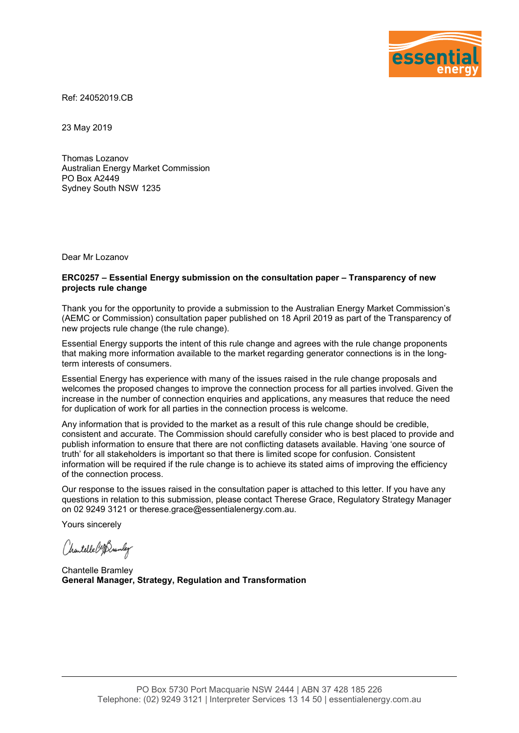Ref: 24052019.CB

23 May 2019

Thomas Lozanov
Australian Energy Market Commission
PO Box A2449
Sydney South NSW 1235

Dear Mr Lozanov

**ERC0257 – Essential Energy submission on the consultation paper – Transparency of new projects rule change**

Thank you for the opportunity to provide a submission to the Australian Energy Market Commission's (AEMC or Commission) consultation paper published on 18 April 2019 as part of the Transparency of new projects rule change (the rule change).

Essential Energy supports the intent of this rule change and agrees with the rule change proponents that making more information available to the market regarding generator connections is in the long-term interests of consumers.

Essential Energy has experience with many of the issues raised in the rule change proposals and welcomes the proposed changes to improve the connection process for all parties involved. Given the increase in the number of connection enquiries and applications, any measures that reduce the need for duplication of work for all parties in the connection process is welcome.

Any information that is provided to the market as a result of this rule change should be credible, consistent and accurate. The Commission should carefully consider who is best placed to provide and publish information to ensure that there are not conflicting datasets available. Having 'one source of truth' for all stakeholders is important so that there is limited scope for confusion. Consistent information will be required if the rule change is to achieve its stated aims of improving the efficiency of the connection process.

Our response to the issues raised in the consultation paper is attached to this letter. If you have any questions in relation to this submission, please contact Therese Grace, Regulatory Strategy Manager on 02 9249 3121 or therese.grace@essentialenergy.com.au.

Yours sincerely

Chantelle Bramley
**General Manager, Strategy, Regulation and Transformation**

PO Box 5730 Port Macquarie NSW 2444 | ABN 37 428 185 226
Telephone: (02) 9249 3121 | Interpreter Services 13 14 50 | essentialenergy.com.au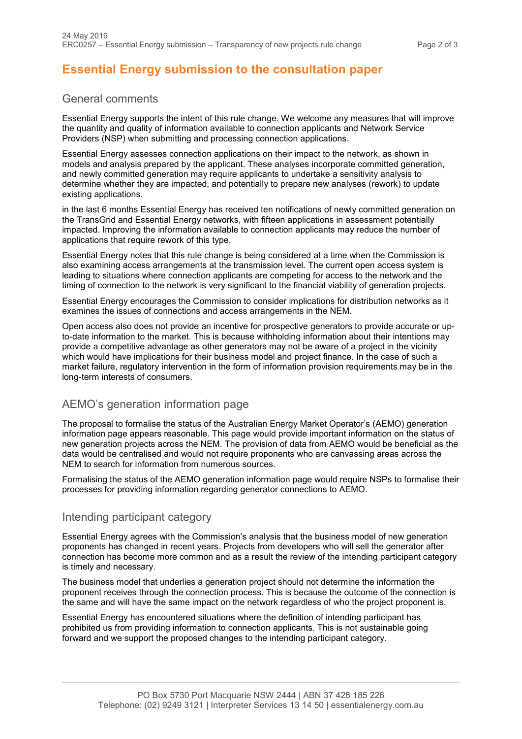# Essential Energy submission to the consultation paper

## General comments

Essential Energy supports the intent of this rule change. We welcome any measures that will improve the quantity and quality of information available to connection applicants and Network Service Providers (NSP) when submitting and processing connection applications.

Essential Energy assesses connection applications on their impact to the network, as shown in models and analysis prepared by the applicant. These analyses incorporate committed generation, and newly committed generation may require applicants to undertake a sensitivity analysis to determine whether they are impacted, and potentially to prepare new analyses (rework) to update existing applications.

in the last 6 months Essential Energy has received ten notifications of newly committed generation on the TransGrid and Essential Energy networks, with fifteen applications in assessment potentially impacted. Improving the information available to connection applicants may reduce the number of applications that require rework of this type.

Essential Energy notes that this rule change is being considered at a time when the Commission is also examining access arrangements at the transmission level. The current open access system is leading to situations where connection applicants are competing for access to the network and the timing of connection to the network is very significant to the financial viability of generation projects.

Essential Energy encourages the Commission to consider implications for distribution networks as it examines the issues of connections and access arrangements in the NEM.

Open access also does not provide an incentive for prospective generators to provide accurate or up-to-date information to the market. This is because withholding information about their intentions may provide a competitive advantage as other generators may not be aware of a project in the vicinity which would have implications for their business model and project finance. In the case of such a market failure, regulatory intervention in the form of information provision requirements may be in the long-term interests of consumers.

## AEMO's generation information page

The proposal to formalise the status of the Australian Energy Market Operator's (AEMO) generation information page appears reasonable. This page would provide important information on the status of new generation projects across the NEM. The provision of data from AEMO would be beneficial as the data would be centralised and would not require proponents who are canvassing areas across the NEM to search for information from numerous sources.

Formalising the status of the AEMO generation information page would require NSPs to formalise their processes for providing information regarding generator connections to AEMO.

## Intending participant category

Essential Energy agrees with the Commission's analysis that the business model of new generation proponents has changed in recent years. Projects from developers who will sell the generator after connection has become more common and as a result the review of the intending participant category is timely and necessary.

The business model that underlies a generation project should not determine the information the proponent receives through the connection process. This is because the outcome of the connection is the same and will have the same impact on the network regardless of who the project proponent is.

Essential Energy has encountered situations where the definition of intending participant has prohibited us from providing information to connection applicants. This is not sustainable going forward and we support the proposed changes to the intending participant category.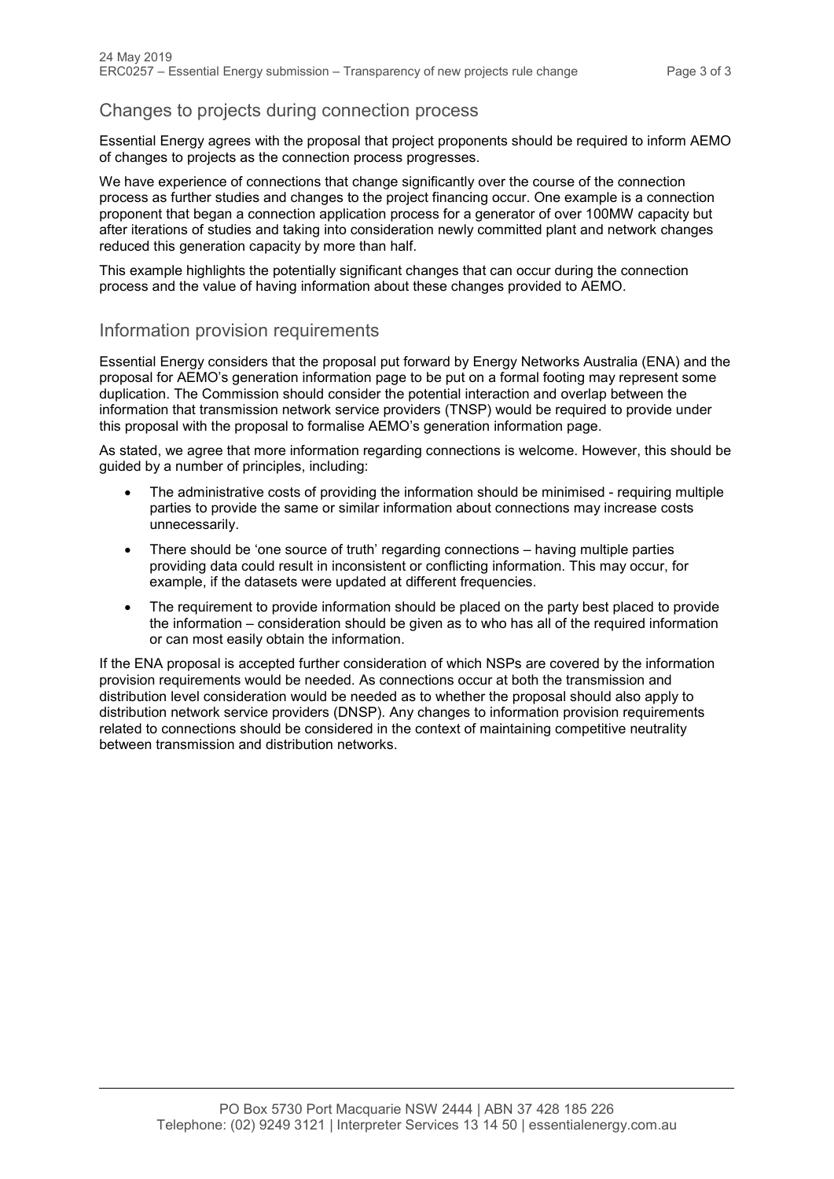## Changes to projects during connection process

Essential Energy agrees with the proposal that project proponents should be required to inform AEMO of changes to projects as the connection process progresses.

We have experience of connections that change significantly over the course of the connection process as further studies and changes to the project financing occur. One example is a connection proponent that began a connection application process for a generator of over 100MW capacity but after iterations of studies and taking into consideration newly committed plant and network changes reduced this generation capacity by more than half.

This example highlights the potentially significant changes that can occur during the connection process and the value of having information about these changes provided to AEMO.

## Information provision requirements

Essential Energy considers that the proposal put forward by Energy Networks Australia (ENA) and the proposal for AEMO's generation information page to be put on a formal footing may represent some duplication. The Commission should consider the potential interaction and overlap between the information that transmission network service providers (TNSP) would be required to provide under this proposal with the proposal to formalise AEMO's generation information page.

As stated, we agree that more information regarding connections is welcome. However, this should be guided by a number of principles, including:

- The administrative costs of providing the information should be minimised - requiring multiple parties to provide the same or similar information about connections may increase costs unnecessarily.
- There should be 'one source of truth' regarding connections – having multiple parties providing data could result in inconsistent or conflicting information. This may occur, for example, if the datasets were updated at different frequencies.
- The requirement to provide information should be placed on the party best placed to provide the information – consideration should be given as to who has all of the required information or can most easily obtain the information.

If the ENA proposal is accepted further consideration of which NSPs are covered by the information provision requirements would be needed. As connections occur at both the transmission and distribution level consideration would be needed as to whether the proposal should also apply to distribution network service providers (DNSP). Any changes to information provision requirements related to connections should be considered in the context of maintaining competitive neutrality between transmission and distribution networks.